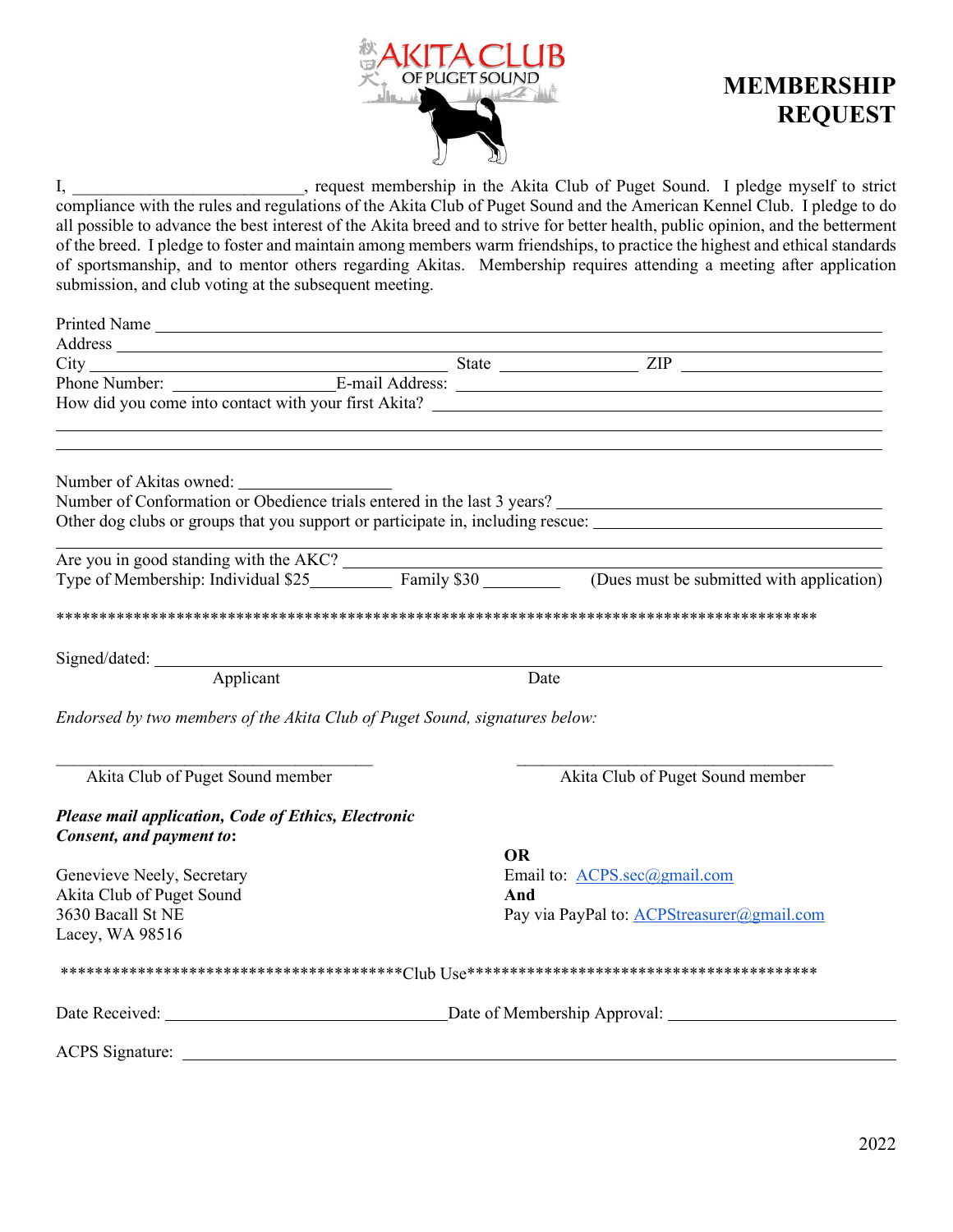# AKITA CLUB OF PUGET SOUND

# MEMBERSHIP REQUEST

I, ___________________________, request membership in the Akita Club of Puget Sound. I pledge myself to strict compliance with the rules and regulations of the Akita Club of Puget Sound and the American Kennel Club. I pledge to do all possible to advance the best interest of the Akita breed and to strive for better health, public opinion, and the betterment of the breed. I pledge to foster and maintain among members warm friendships, to practice the highest and ethical standards of sportsmanship, and to mentor others regarding Akitas. Membership requires attending a meeting after application submission, and club voting at the subsequent meeting.

Printed Name ______________________________________________

Address ______________________________________________

City ______________________ State ____________ ZIP ____________

Phone Number: ______________ E-mail Address: ______________________

How did you come into contact with your first Akita? ______________________

______________________________________________

______________________________________________

Number of Akitas owned: ______________

Number of Conformation or Obedience trials entered in the last 3 years? ______________________

Other dog clubs or groups that you support or participate in, including rescue: ______________________

______________________________________________

Are you in good standing with the AKC? ______________________

Type of Membership: Individual $25__________ Family $30 _________ (Dues must be submitted with application)

***********************************************************************************************

Signed/dated: ______________________________________________

Applicant Date

*Endorsed by two members of the Akita Club of Puget Sound, signatures below:*

______________________________ ______________________________

Akita Club of Puget Sound member Akita Club of Puget Sound member

***Please mail application, Code of Ethics, Electronic Consent, and payment to*:**

Genevieve Neely, Secretary
Akita Club of Puget Sound
3630 Bacall St NE
Lacey, WA 98516

**OR**

Email to: ACPS.sec@gmail.com

**And**

Pay via PayPal to: ACPStreasurer@gmail.com

******************************************Club Use******************************************

Date Received: ______________________ Date of Membership Approval: ______________________

ACPS Signature: ______________________________________________

2022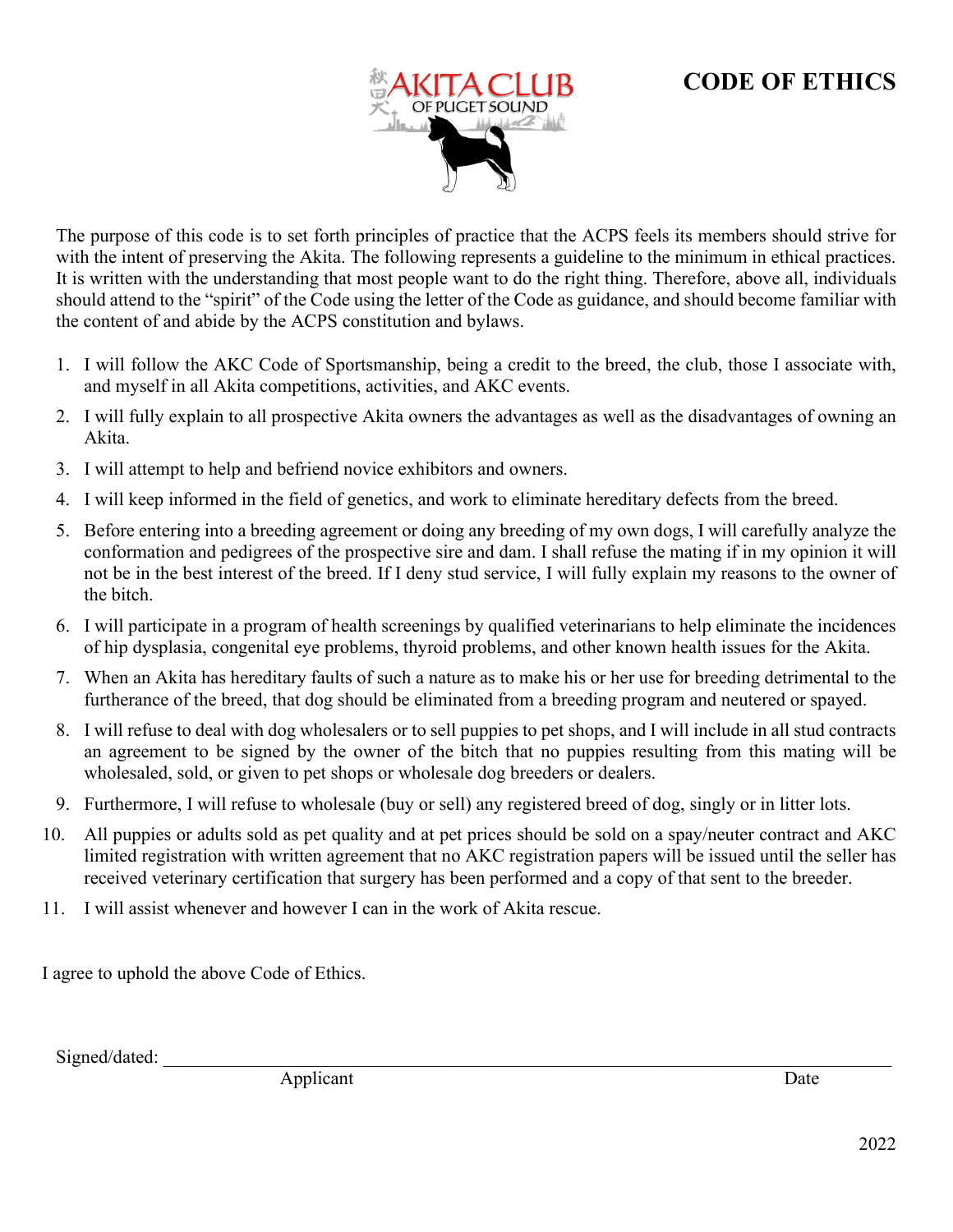# AKITA CLUB OF PUGET SOUND

# CODE OF ETHICS

The purpose of this code is to set forth principles of practice that the ACPS feels its members should strive for with the intent of preserving the Akita. The following represents a guideline to the minimum in ethical practices. It is written with the understanding that most people want to do the right thing. Therefore, above all, individuals should attend to the "spirit" of the Code using the letter of the Code as guidance, and should become familiar with the content of and abide by the ACPS constitution and bylaws.

1. I will follow the AKC Code of Sportsmanship, being a credit to the breed, the club, those I associate with, and myself in all Akita competitions, activities, and AKC events.
2. I will fully explain to all prospective Akita owners the advantages as well as the disadvantages of owning an Akita.
3. I will attempt to help and befriend novice exhibitors and owners.
4. I will keep informed in the field of genetics, and work to eliminate hereditary defects from the breed.
5. Before entering into a breeding agreement or doing any breeding of my own dogs, I will carefully analyze the conformation and pedigrees of the prospective sire and dam. I shall refuse the mating if in my opinion it will not be in the best interest of the breed. If I deny stud service, I will fully explain my reasons to the owner of the bitch.
6. I will participate in a program of health screenings by qualified veterinarians to help eliminate the incidences of hip dysplasia, congenital eye problems, thyroid problems, and other known health issues for the Akita.
7. When an Akita has hereditary faults of such a nature as to make his or her use for breeding detrimental to the furtherance of the breed, that dog should be eliminated from a breeding program and neutered or spayed.
8. I will refuse to deal with dog wholesalers or to sell puppies to pet shops, and I will include in all stud contracts an agreement to be signed by the owner of the bitch that no puppies resulting from this mating will be wholesaled, sold, or given to pet shops or wholesale dog breeders or dealers.
9. Furthermore, I will refuse to wholesale (buy or sell) any registered breed of dog, singly or in litter lots.
10. All puppies or adults sold as pet quality and at pet prices should be sold on a spay/neuter contract and AKC limited registration with written agreement that no AKC registration papers will be issued until the seller has received veterinary certification that surgery has been performed and a copy of that sent to the breeder.
11. I will assist whenever and however I can in the work of Akita rescue.

I agree to uphold the above Code of Ethics.

Signed/dated: ______________________________________________________________

Applicant Date

2022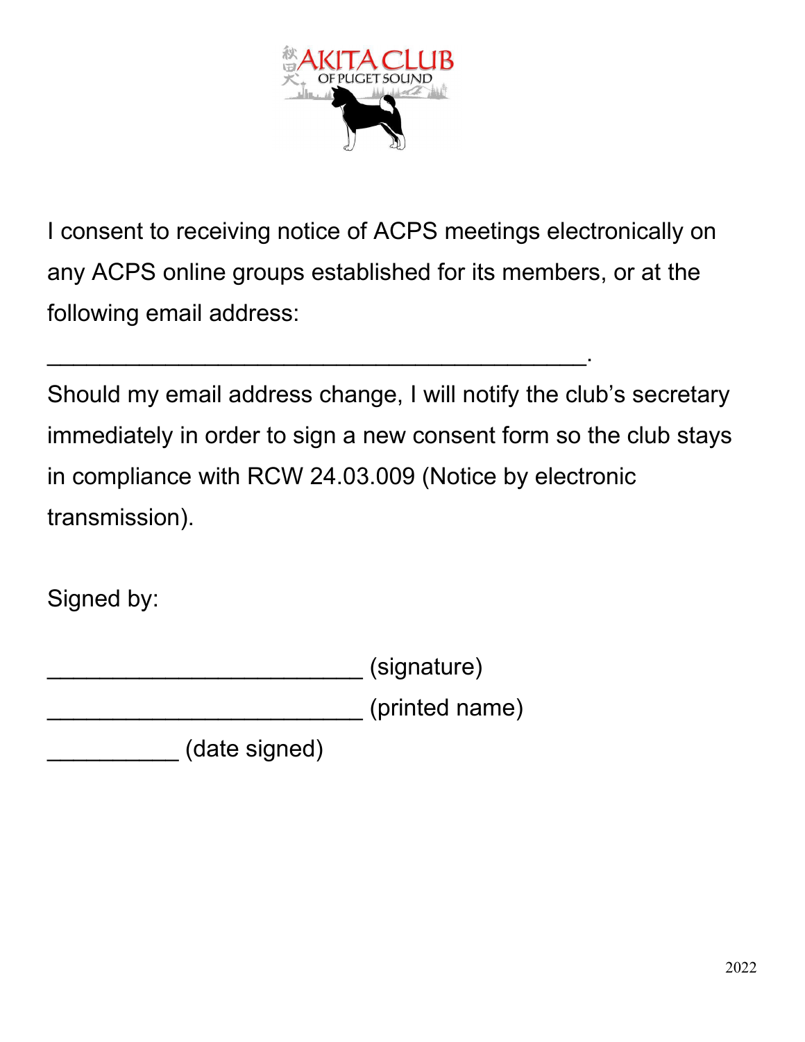I consent to receiving notice of ACPS meetings electronically on any ACPS online groups established for its members, or at the following email address:

_________________________________________.

Should my email address change, I will notify the club's secretary immediately in order to sign a new consent form so the club stays in compliance with RCW 24.03.009 (Notice by electronic transmission).

Signed by:

________________________ (signature)

________________________ (printed name)

__________ (date signed)

2022